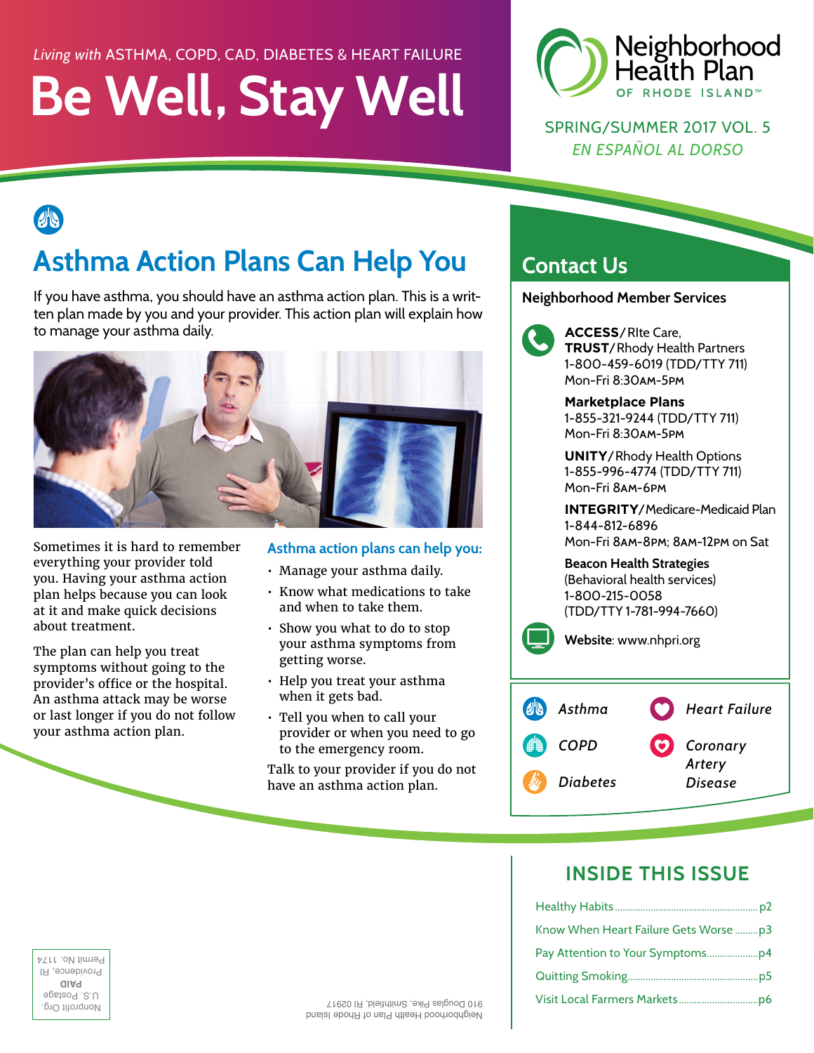*Living with* ASTHMA, COPD, CAD, DIABETES & HEART FAILURE

# Be Well, Stay Well

Neighborhood Health Plan OF RHODE ISLAND™

SPRING/SUMMER 2017 VOL. 5

*EN ESPAÑOL AL DORSO*

## Asthma Action Plans Can Help You

If you have asthma, you should have an asthma action plan. This is a written plan made by you and your provider. This action plan will explain how to manage your asthma daily.

Sometimes it is hard to remember everything your provider told you. Having your asthma action plan helps because you can look at it and make quick decisions about treatment.

The plan can help you treat symptoms without going to the provider's office or the hospital. An asthma attack may be worse or last longer if you do not follow your asthma action plan.

### Asthma action plans can help you:

- Manage your asthma daily.
- Know what medications to take and when to take them.
- Show you what to do to stop your asthma symptoms from getting worse.
- Help you treat your asthma when it gets bad.
- Tell you when to call your provider or when you need to go to the emergency room.

Talk to your provider if you do not have an asthma action plan.

## Contact Us

**Neighborhood Member Services**

**ACCESS**/RIte Care, **TRUST**/Rhody Health Partners
1-800-459-6019 (TDD/TTY 711)
Mon-Fri 8:30AM-5PM

**Marketplace Plans**
1-855-321-9244 (TDD/TTY 711)
Mon-Fri 8:30AM-5PM

**UNITY**/Rhody Health Options
1-855-996-4774 (TDD/TTY 711)
Mon-Fri 8AM-6PM

**INTEGRITY**/Medicare-Medicaid Plan
1-844-812-6896
Mon-Fri 8AM-8PM; 8AM-12PM on Sat

**Beacon Health Strategies**
(Behavioral health services)
1-800-215-0058
(TDD/TTY 1-781-994-7660)

**Website**: www.nhpri.org

*Asthma* · *COPD* · *Diabetes* · *Heart Failure* · *Coronary Artery Disease*

## INSIDE THIS ISSUE

- Healthy Habits ........ p2
- Know When Heart Failure Gets Worse ........ p3
- Pay Attention to Your Symptoms ........ p4
- Quitting Smoking ........ p5
- Visit Local Farmers Markets ........ p6

Neighborhood Health Plan of Rhode Island
910 Douglas Pike, Smithfield, RI 02917

Nonprofit Org.
U.S. Postage
**PAID**
Providence, RI
Permit No. 1174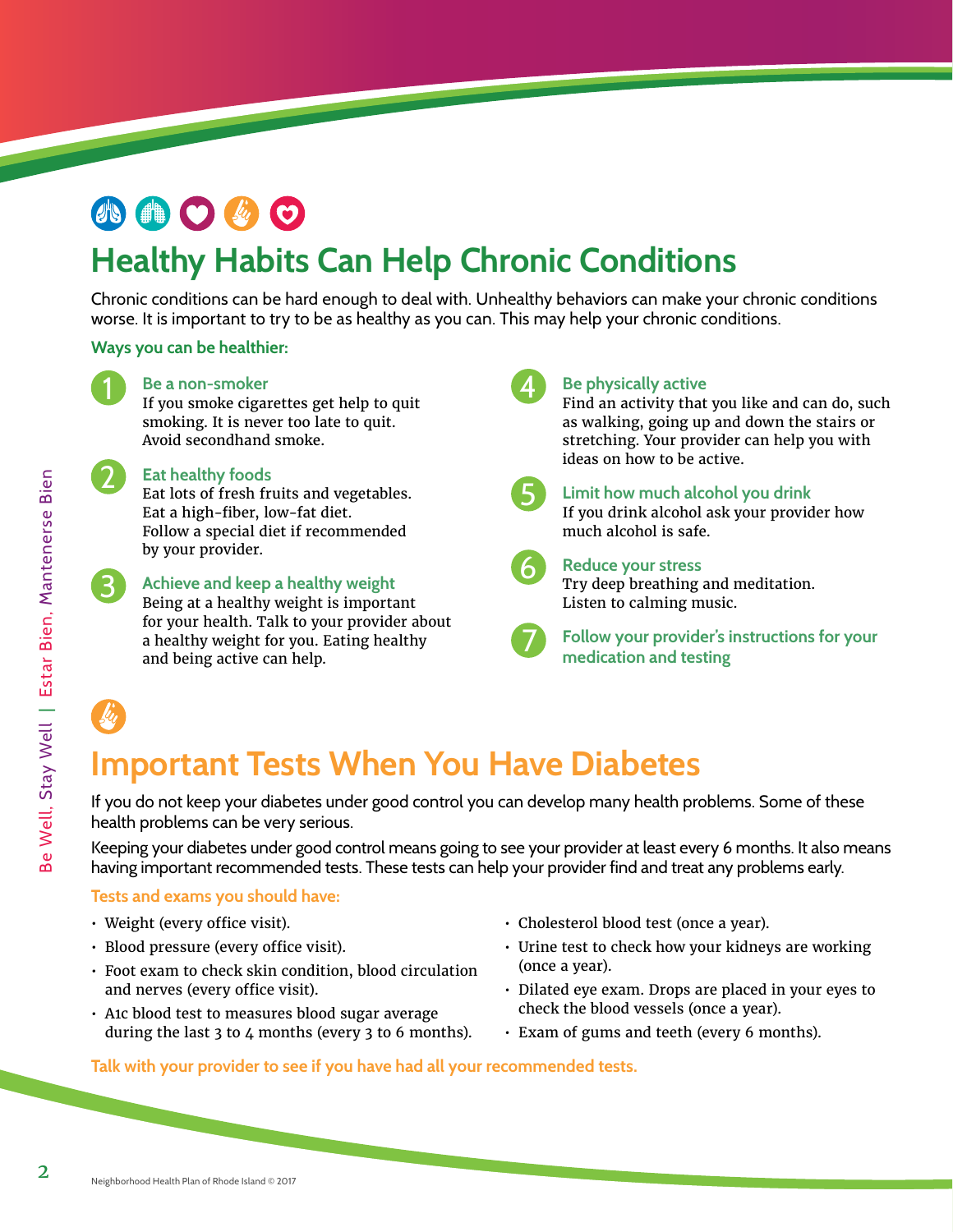# Healthy Habits Can Help Chronic Conditions

Chronic conditions can be hard enough to deal with. Unhealthy behaviors can make your chronic conditions worse. It is important to try to be as healthy as you can. This may help your chronic conditions.

**Ways you can be healthier:**

1. **Be a non-smoker**
   If you smoke cigarettes get help to quit smoking. It is never too late to quit. Avoid secondhand smoke.

2. **Eat healthy foods**
   Eat lots of fresh fruits and vegetables. Eat a high-fiber, low-fat diet. Follow a special diet if recommended by your provider.

3. **Achieve and keep a healthy weight**
   Being at a healthy weight is important for your health. Talk to your provider about a healthy weight for you. Eating healthy and being active can help.

4. **Be physically active**
   Find an activity that you like and can do, such as walking, going up and down the stairs or stretching. Your provider can help you with ideas on how to be active.

5. **Limit how much alcohol you drink**
   If you drink alcohol ask your provider how much alcohol is safe.

6. **Reduce your stress**
   Try deep breathing and meditation. Listen to calming music.

7. **Follow your provider's instructions for your medication and testing**

# Important Tests When You Have Diabetes

If you do not keep your diabetes under good control you can develop many health problems. Some of these health problems can be very serious.

Keeping your diabetes under good control means going to see your provider at least every 6 months. It also means having important recommended tests. These tests can help your provider find and treat any problems early.

**Tests and exams you should have:**

- Weight (every office visit).
- Blood pressure (every office visit).
- Foot exam to check skin condition, blood circulation and nerves (every office visit).
- A1c blood test to measures blood sugar average during the last 3 to 4 months (every 3 to 6 months).
- Cholesterol blood test (once a year).
- Urine test to check how your kidneys are working (once a year).
- Dilated eye exam. Drops are placed in your eyes to check the blood vessels (once a year).
- Exam of gums and teeth (every 6 months).

**Talk with your provider to see if you have had all your recommended tests.**

Neighborhood Health Plan of Rhode Island © 2017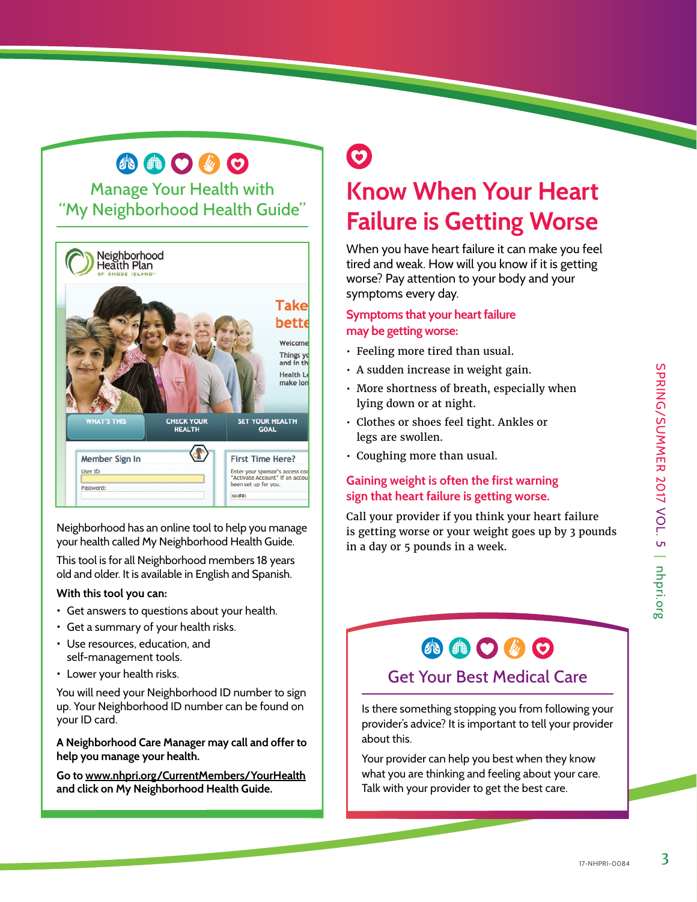## Manage Your Health with "My Neighborhood Health Guide"

Neighborhood has an online tool to help you manage your health called My Neighborhood Health Guide.

This tool is for all Neighborhood members 18 years old and older. It is available in English and Spanish.

**With this tool you can:**

- Get answers to questions about your health.
- Get a summary of your health risks.
- Use resources, education, and self-management tools.
- Lower your health risks.

You will need your Neighborhood ID number to sign up. Your Neighborhood ID number can be found on your ID card.

**A Neighborhood Care Manager may call and offer to help you manage your health.**

**Go to www.nhpri.org/CurrentMembers/YourHealth and click on My Neighborhood Health Guide.**

# Know When Your Heart Failure is Getting Worse

When you have heart failure it can make you feel tired and weak. How will you know if it is getting worse? Pay attention to your body and your symptoms every day.

### Symptoms that your heart failure may be getting worse:

- Feeling more tired than usual.
- A sudden increase in weight gain.
- More shortness of breath, especially when lying down or at night.
- Clothes or shoes feel tight. Ankles or legs are swollen.
- Coughing more than usual.

### Gaining weight is often the first warning sign that heart failure is getting worse.

Call your provider if you think your heart failure is getting worse or your weight goes up by 3 pounds in a day or 5 pounds in a week.

## Get Your Best Medical Care

Is there something stopping you from following your provider's advice? It is important to tell your provider about this.

Your provider can help you best when they know what you are thinking and feeling about your care. Talk with your provider to get the best care.

17-NHPRI-0084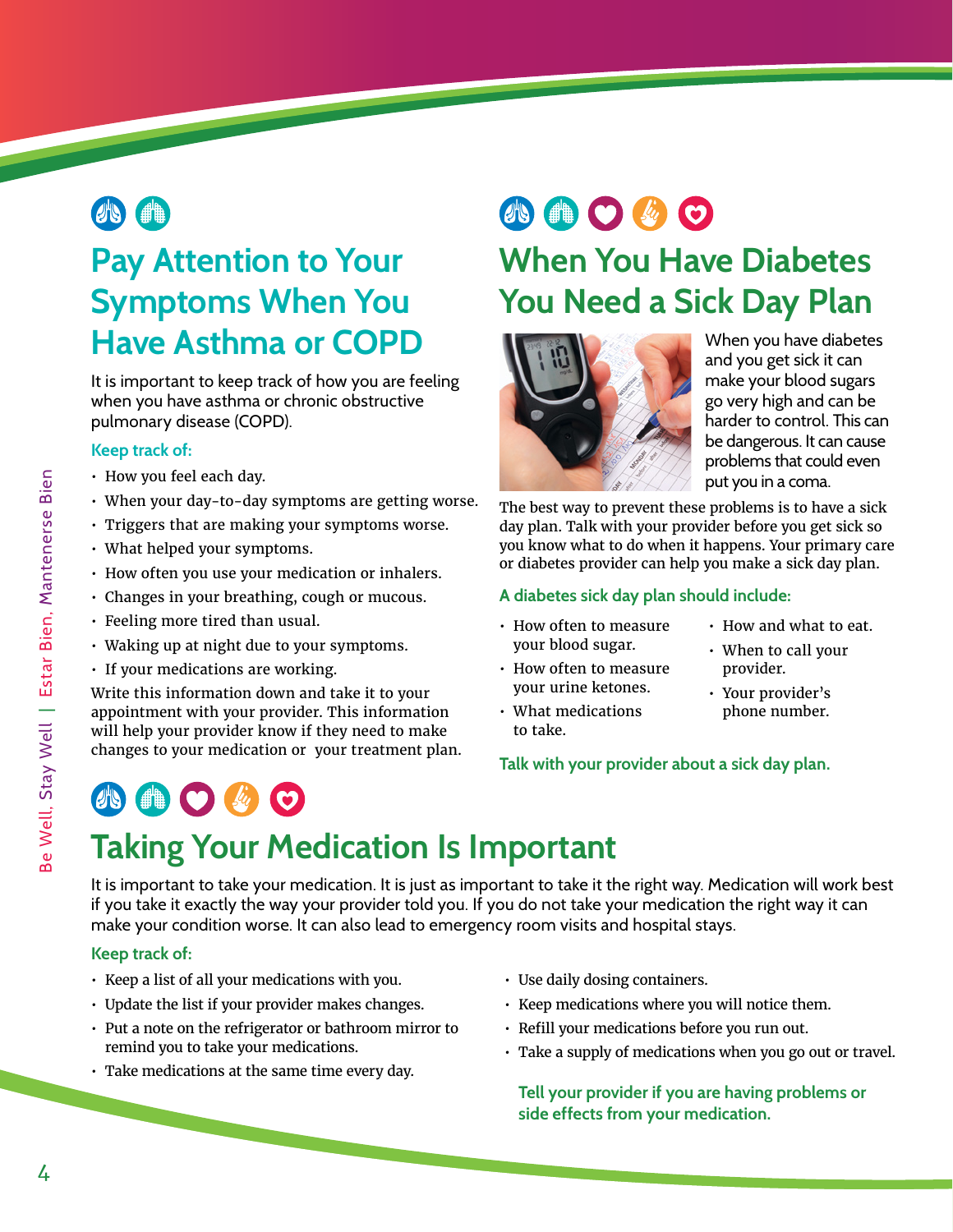## Pay Attention to Your Symptoms When You Have Asthma or COPD

It is important to keep track of how you are feeling when you have asthma or chronic obstructive pulmonary disease (COPD).

**Keep track of:**

- How you feel each day.
- When your day-to-day symptoms are getting worse.
- Triggers that are making your symptoms worse.
- What helped your symptoms.
- How often you use your medication or inhalers.
- Changes in your breathing, cough or mucous.
- Feeling more tired than usual.
- Waking up at night due to your symptoms.
- If your medications are working.

Write this information down and take it to your appointment with your provider. This information will help your provider know if they need to make changes to your medication or your treatment plan.

## When You Have Diabetes You Need a Sick Day Plan

When you have diabetes and you get sick it can make your blood sugars go very high and can be harder to control. This can be dangerous. It can cause problems that could even put you in a coma.

The best way to prevent these problems is to have a sick day plan. Talk with your provider before you get sick so you know what to do when it happens. Your primary care or diabetes provider can help you make a sick day plan.

**A diabetes sick day plan should include:**

- How often to measure your blood sugar.
- How often to measure your urine ketones.
- What medications to take.
- How and what to eat.
- When to call your provider.
- Your provider's phone number.

**Talk with your provider about a sick day plan.**

## Taking Your Medication Is Important

It is important to take your medication. It is just as important to take it the right way. Medication will work best if you take it exactly the way your provider told you. If you do not take your medication the right way it can make your condition worse. It can also lead to emergency room visits and hospital stays.

**Keep track of:**

- Keep a list of all your medications with you.
- Update the list if your provider makes changes.
- Put a note on the refrigerator or bathroom mirror to remind you to take your medications.
- Take medications at the same time every day.
- Use daily dosing containers.
- Keep medications where you will notice them.
- Refill your medications before you run out.
- Take a supply of medications when you go out or travel.

**Tell your provider if you are having problems or side effects from your medication.**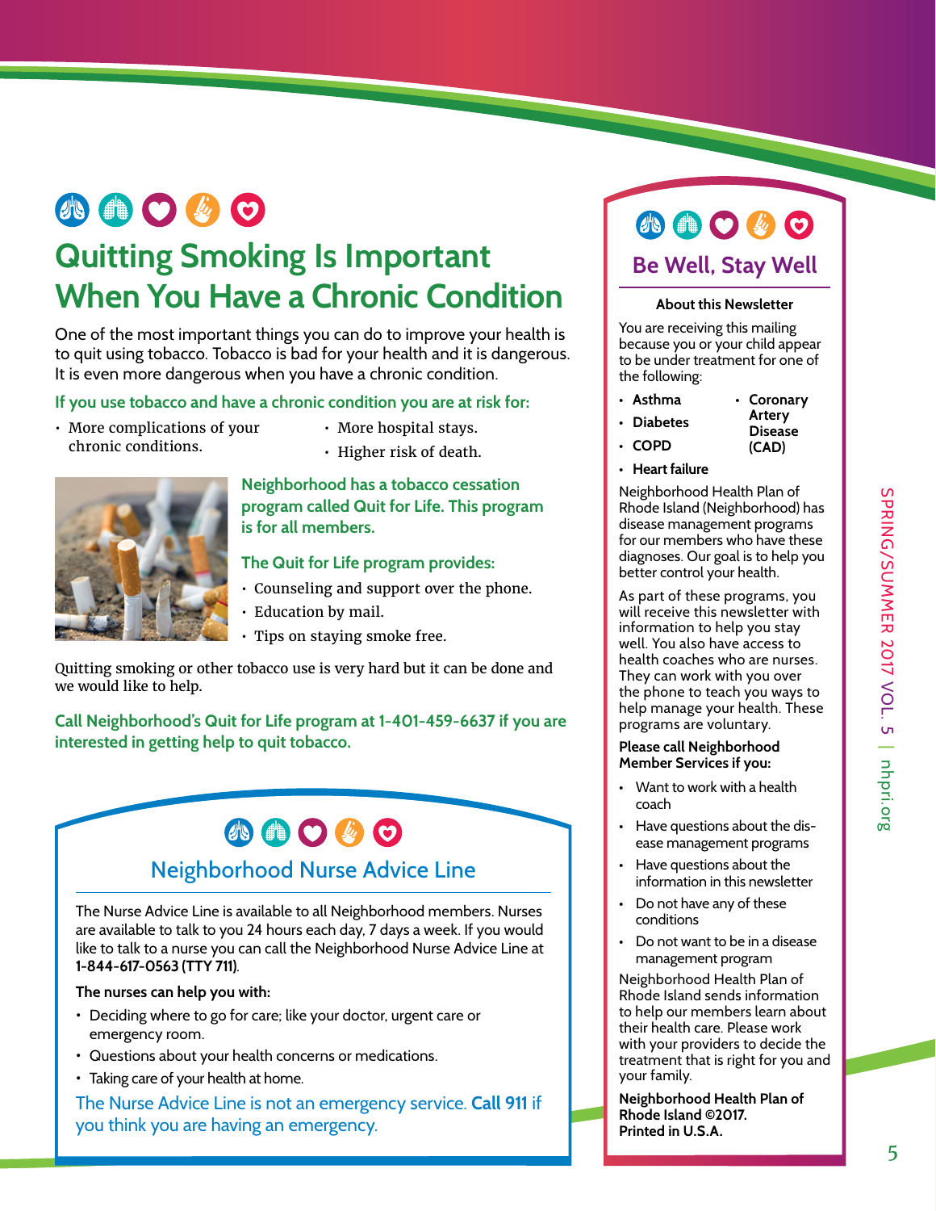# Quitting Smoking Is Important When You Have a Chronic Condition

One of the most important things you can do to improve your health is to quit using tobacco. Tobacco is bad for your health and it is dangerous. It is even more dangerous when you have a chronic condition.

### If you use tobacco and have a chronic condition you are at risk for:

- More complications of your chronic conditions.
- More hospital stays.
- Higher risk of death.

### Neighborhood has a tobacco cessation program called Quit for Life. This program is for all members.

### The Quit for Life program provides:

- Counseling and support over the phone.
- Education by mail.
- Tips on staying smoke free.

Quitting smoking or other tobacco use is very hard but it can be done and we would like to help.

**Call Neighborhood's Quit for Life program at 1-401-459-6637 if you are interested in getting help to quit tobacco.**

## Neighborhood Nurse Advice Line

The Nurse Advice Line is available to all Neighborhood members. Nurses are available to talk to you 24 hours each day, 7 days a week. If you would like to talk to a nurse you can call the Neighborhood Nurse Advice Line at **1-844-617-0563 (TTY 711)**.

**The nurses can help you with:**

- Deciding where to go for care; like your doctor, urgent care or emergency room.
- Questions about your health concerns or medications.
- Taking care of your health at home.

The Nurse Advice Line is not an emergency service. **Call 911** if you think you are having an emergency.

## Be Well, Stay Well

**About this Newsletter**

You are receiving this mailing because you or your child appear to be under treatment for one of the following:

- **Asthma**
- **Diabetes**
- **COPD**
- **Heart failure**
- **Coronary Artery Disease (CAD)**

Neighborhood Health Plan of Rhode Island (Neighborhood) has disease management programs for our members who have these diagnoses. Our goal is to help you better control your health.

As part of these programs, you will receive this newsletter with information to help you stay well. You also have access to health coaches who are nurses. They can work with you over the phone to teach you ways to help manage your health. These programs are voluntary.

**Please call Neighborhood Member Services if you:**

- Want to work with a health coach
- Have questions about the disease management programs
- Have questions about the information in this newsletter
- Do not have any of these conditions
- Do not want to be in a disease management program

Neighborhood Health Plan of Rhode Island sends information to help our members learn about their health care. Please work with your providers to decide the treatment that is right for you and your family.

**Neighborhood Health Plan of Rhode Island ©2017. Printed in U.S.A.**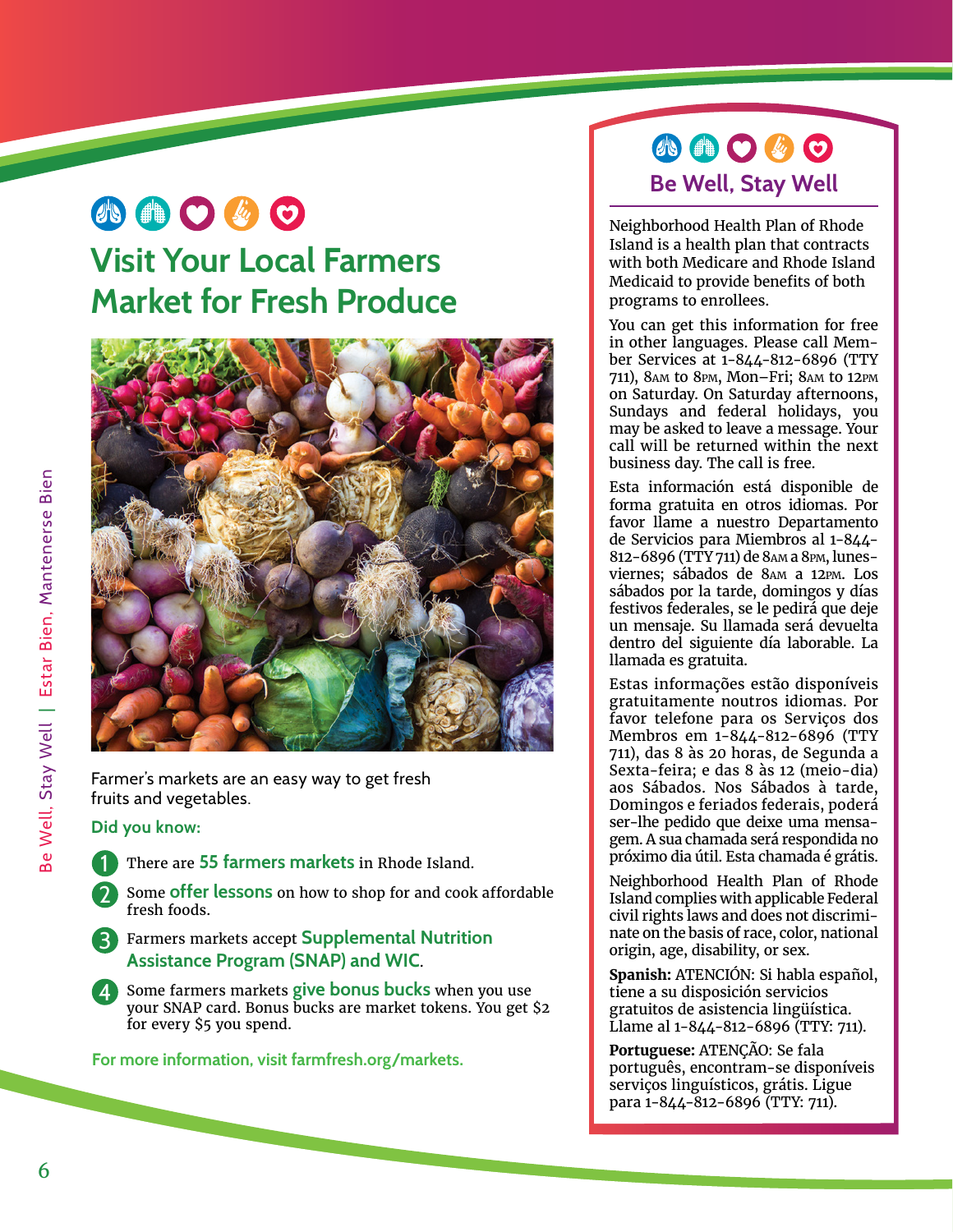# Visit Your Local Farmers Market for Fresh Produce

Farmer's markets are an easy way to get fresh fruits and vegetables.

**Did you know:**

1. There are **55 farmers markets** in Rhode Island.
2. Some **offer lessons** on how to shop for and cook affordable fresh foods.
3. Farmers markets accept **Supplemental Nutrition Assistance Program (SNAP) and WIC**.
4. Some farmers markets **give bonus bucks** when you use your SNAP card. Bonus bucks are market tokens. You get $2 for every $5 you spend.

**For more information, visit farmfresh.org/markets.**

## Be Well, Stay Well

Neighborhood Health Plan of Rhode Island is a health plan that contracts with both Medicare and Rhode Island Medicaid to provide benefits of both programs to enrollees.

You can get this information for free in other languages. Please call Member Services at 1-844-812-6896 (TTY 711), 8AM to 8PM, Mon–Fri; 8AM to 12PM on Saturday. On Saturday afternoons, Sundays and federal holidays, you may be asked to leave a message. Your call will be returned within the next business day. The call is free.

Esta información está disponible de forma gratuita en otros idiomas. Por favor llame a nuestro Departamento de Servicios para Miembros al 1-844-812-6896 (TTY 711) de 8AM a 8PM, lunes-viernes; sábados de 8AM a 12PM. Los sábados por la tarde, domingos y días festivos federales, se le pedirá que deje un mensaje. Su llamada será devuelta dentro del siguiente día laborable. La llamada es gratuita.

Estas informações estão disponíveis gratuitamente noutros idiomas. Por favor telefone para os Serviços dos Membros em 1-844-812-6896 (TTY 711), das 8 às 20 horas, de Segunda a Sexta-feira; e das 8 às 12 (meio-dia) aos Sábados. Nos Sábados à tarde, Domingos e feriados federais, poderá ser-lhe pedido que deixe uma mensagem. A sua chamada será respondida no próximo dia útil. Esta chamada é grátis.

Neighborhood Health Plan of Rhode Island complies with applicable Federal civil rights laws and does not discriminate on the basis of race, color, national origin, age, disability, or sex.

**Spanish:** ATENCIÓN: Si habla español, tiene a su disposición servicios gratuitos de asistencia lingüística. Llame al 1-844-812-6896 (TTY: 711).

**Portuguese:** ATENÇÃO: Se fala português, encontram-se disponíveis serviços linguísticos, grátis. Ligue para 1-844-812-6896 (TTY: 711).